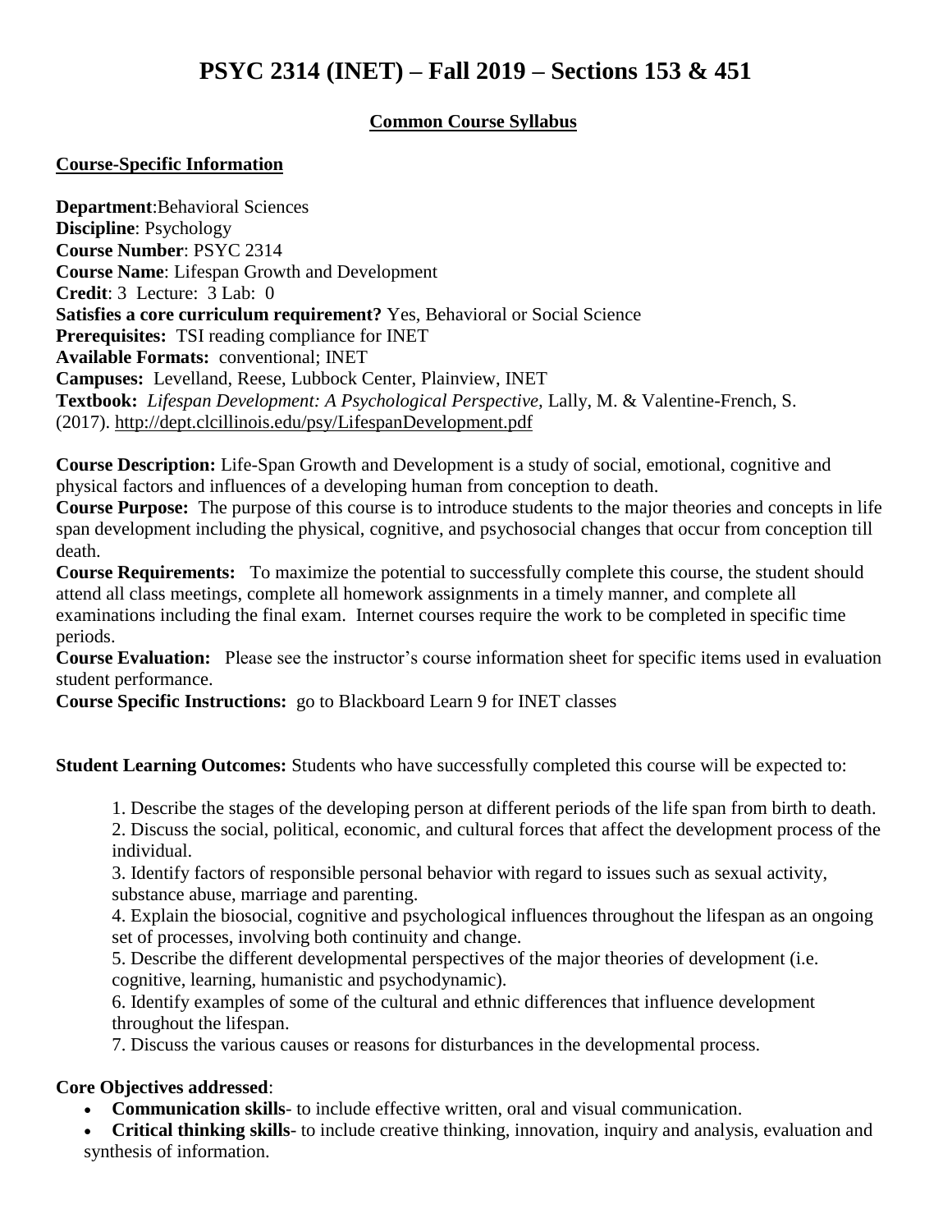# PSYC 2314 (INET) – Fall 2019 – Sections 153 & 451

## Common Course Syllabus

### Course-Specific Information

**Department**:Behavioral Sciences
**Discipline**: Psychology
**Course Number**: PSYC 2314
**Course Name**: Lifespan Growth and Development
**Credit**: 3 Lecture: 3 Lab: 0
**Satisfies a core curriculum requirement?** Yes, Behavioral or Social Science
**Prerequisites:** TSI reading compliance for INET
**Available Formats:** conventional; INET
**Campuses:** Levelland, Reese, Lubbock Center, Plainview, INET
**Textbook:** *Lifespan Development: A Psychological Perspective,* Lally, M. & Valentine-French, S. (2017). http://dept.clcillinois.edu/psy/LifespanDevelopment.pdf

**Course Description:** Life-Span Growth and Development is a study of social, emotional, cognitive and physical factors and influences of a developing human from conception to death.
**Course Purpose:** The purpose of this course is to introduce students to the major theories and concepts in life span development including the physical, cognitive, and psychosocial changes that occur from conception till death.
**Course Requirements:** To maximize the potential to successfully complete this course, the student should attend all class meetings, complete all homework assignments in a timely manner, and complete all examinations including the final exam. Internet courses require the work to be completed in specific time periods.
**Course Evaluation:** Please see the instructor's course information sheet for specific items used in evaluation student performance.
**Course Specific Instructions:** go to Blackboard Learn 9 for INET classes

**Student Learning Outcomes:** Students who have successfully completed this course will be expected to:

1. Describe the stages of the developing person at different periods of the life span from birth to death.
2. Discuss the social, political, economic, and cultural forces that affect the development process of the individual.
3. Identify factors of responsible personal behavior with regard to issues such as sexual activity, substance abuse, marriage and parenting.
4. Explain the biosocial, cognitive and psychological influences throughout the lifespan as an ongoing set of processes, involving both continuity and change.
5. Describe the different developmental perspectives of the major theories of development (i.e. cognitive, learning, humanistic and psychodynamic).
6. Identify examples of some of the cultural and ethnic differences that influence development throughout the lifespan.
7. Discuss the various causes or reasons for disturbances in the developmental process.

**Core Objectives addressed**:

- **Communication skills**- to include effective written, oral and visual communication.
- **Critical thinking skills**- to include creative thinking, innovation, inquiry and analysis, evaluation and synthesis of information.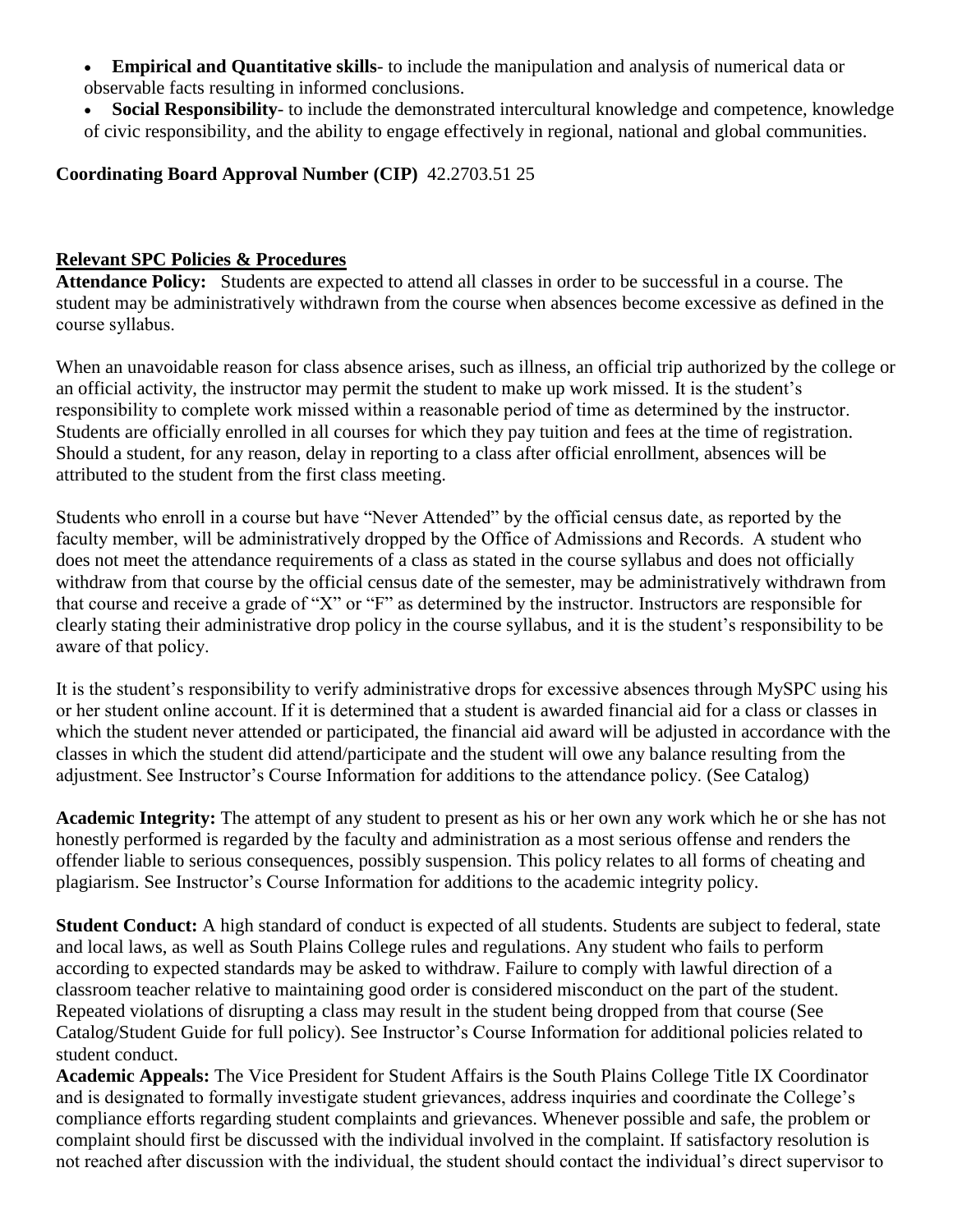- **Empirical and Quantitative skills**- to include the manipulation and analysis of numerical data or observable facts resulting in informed conclusions.
- **Social Responsibility**- to include the demonstrated intercultural knowledge and competence, knowledge of civic responsibility, and the ability to engage effectively in regional, national and global communities.

**Coordinating Board Approval Number (CIP)** 42.2703.51 25

## Relevant SPC Policies & Procedures

**Attendance Policy:** Students are expected to attend all classes in order to be successful in a course. The student may be administratively withdrawn from the course when absences become excessive as defined in the course syllabus.

When an unavoidable reason for class absence arises, such as illness, an official trip authorized by the college or an official activity, the instructor may permit the student to make up work missed. It is the student's responsibility to complete work missed within a reasonable period of time as determined by the instructor. Students are officially enrolled in all courses for which they pay tuition and fees at the time of registration. Should a student, for any reason, delay in reporting to a class after official enrollment, absences will be attributed to the student from the first class meeting.

Students who enroll in a course but have "Never Attended" by the official census date, as reported by the faculty member, will be administratively dropped by the Office of Admissions and Records. A student who does not meet the attendance requirements of a class as stated in the course syllabus and does not officially withdraw from that course by the official census date of the semester, may be administratively withdrawn from that course and receive a grade of "X" or "F" as determined by the instructor. Instructors are responsible for clearly stating their administrative drop policy in the course syllabus, and it is the student's responsibility to be aware of that policy.

It is the student's responsibility to verify administrative drops for excessive absences through MySPC using his or her student online account. If it is determined that a student is awarded financial aid for a class or classes in which the student never attended or participated, the financial aid award will be adjusted in accordance with the classes in which the student did attend/participate and the student will owe any balance resulting from the adjustment. See Instructor's Course Information for additions to the attendance policy. (See Catalog)

**Academic Integrity:** The attempt of any student to present as his or her own any work which he or she has not honestly performed is regarded by the faculty and administration as a most serious offense and renders the offender liable to serious consequences, possibly suspension. This policy relates to all forms of cheating and plagiarism. See Instructor's Course Information for additions to the academic integrity policy.

**Student Conduct:** A high standard of conduct is expected of all students. Students are subject to federal, state and local laws, as well as South Plains College rules and regulations. Any student who fails to perform according to expected standards may be asked to withdraw. Failure to comply with lawful direction of a classroom teacher relative to maintaining good order is considered misconduct on the part of the student. Repeated violations of disrupting a class may result in the student being dropped from that course (See Catalog/Student Guide for full policy). See Instructor's Course Information for additional policies related to student conduct.

**Academic Appeals:** The Vice President for Student Affairs is the South Plains College Title IX Coordinator and is designated to formally investigate student grievances, address inquiries and coordinate the College's compliance efforts regarding student complaints and grievances. Whenever possible and safe, the problem or complaint should first be discussed with the individual involved in the complaint. If satisfactory resolution is not reached after discussion with the individual, the student should contact the individual's direct supervisor to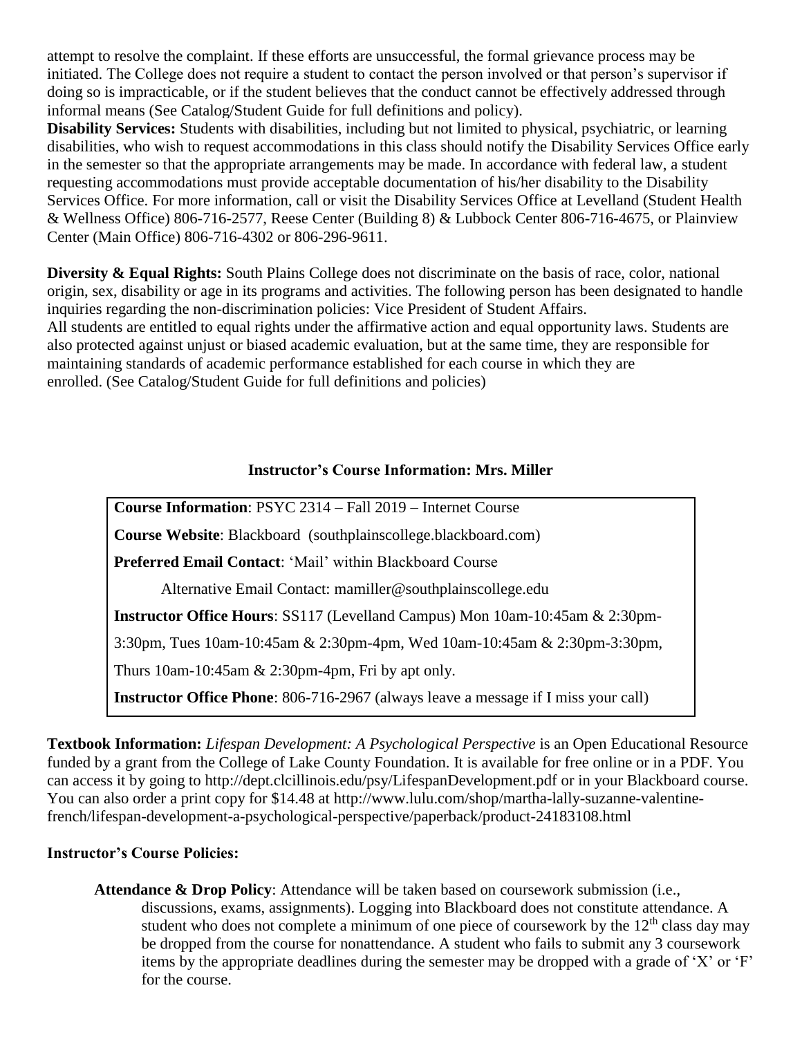attempt to resolve the complaint. If these efforts are unsuccessful, the formal grievance process may be initiated. The College does not require a student to contact the person involved or that person's supervisor if doing so is impracticable, or if the student believes that the conduct cannot be effectively addressed through informal means (See Catalog/Student Guide for full definitions and policy).

**Disability Services:** Students with disabilities, including but not limited to physical, psychiatric, or learning disabilities, who wish to request accommodations in this class should notify the Disability Services Office early in the semester so that the appropriate arrangements may be made. In accordance with federal law, a student requesting accommodations must provide acceptable documentation of his/her disability to the Disability Services Office. For more information, call or visit the Disability Services Office at Levelland (Student Health & Wellness Office) 806-716-2577, Reese Center (Building 8) & Lubbock Center 806-716-4675, or Plainview Center (Main Office) 806-716-4302 or 806-296-9611.

**Diversity & Equal Rights:** South Plains College does not discriminate on the basis of race, color, national origin, sex, disability or age in its programs and activities. The following person has been designated to handle inquiries regarding the non-discrimination policies: Vice President of Student Affairs.
All students are entitled to equal rights under the affirmative action and equal opportunity laws. Students are also protected against unjust or biased academic evaluation, but at the same time, they are responsible for maintaining standards of academic performance established for each course in which they are enrolled. (See Catalog/Student Guide for full definitions and policies)

## Instructor's Course Information: Mrs. Miller

**Course Information**: PSYC 2314 – Fall 2019 – Internet Course

**Course Website**: Blackboard (southplainscollege.blackboard.com)

**Preferred Email Contact**: 'Mail' within Blackboard Course

Alternative Email Contact: mamiller@southplainscollege.edu

**Instructor Office Hours**: SS117 (Levelland Campus) Mon 10am-10:45am & 2:30pm-3:30pm, Tues 10am-10:45am & 2:30pm-4pm, Wed 10am-10:45am & 2:30pm-3:30pm, Thurs 10am-10:45am & 2:30pm-4pm, Fri by apt only.

**Instructor Office Phone**: 806-716-2967 (always leave a message if I miss your call)

**Textbook Information:** *Lifespan Development: A Psychological Perspective* is an Open Educational Resource funded by a grant from the College of Lake County Foundation. It is available for free online or in a PDF. You can access it by going to http://dept.clcillinois.edu/psy/LifespanDevelopment.pdf or in your Blackboard course. You can also order a print copy for $14.48 at http://www.lulu.com/shop/martha-lally-suzanne-valentine-french/lifespan-development-a-psychological-perspective/paperback/product-24183108.html

**Instructor's Course Policies:**

**Attendance & Drop Policy**: Attendance will be taken based on coursework submission (i.e., discussions, exams, assignments). Logging into Blackboard does not constitute attendance. A student who does not complete a minimum of one piece of coursework by the 12th class day may be dropped from the course for nonattendance. A student who fails to submit any 3 coursework items by the appropriate deadlines during the semester may be dropped with a grade of 'X' or 'F' for the course.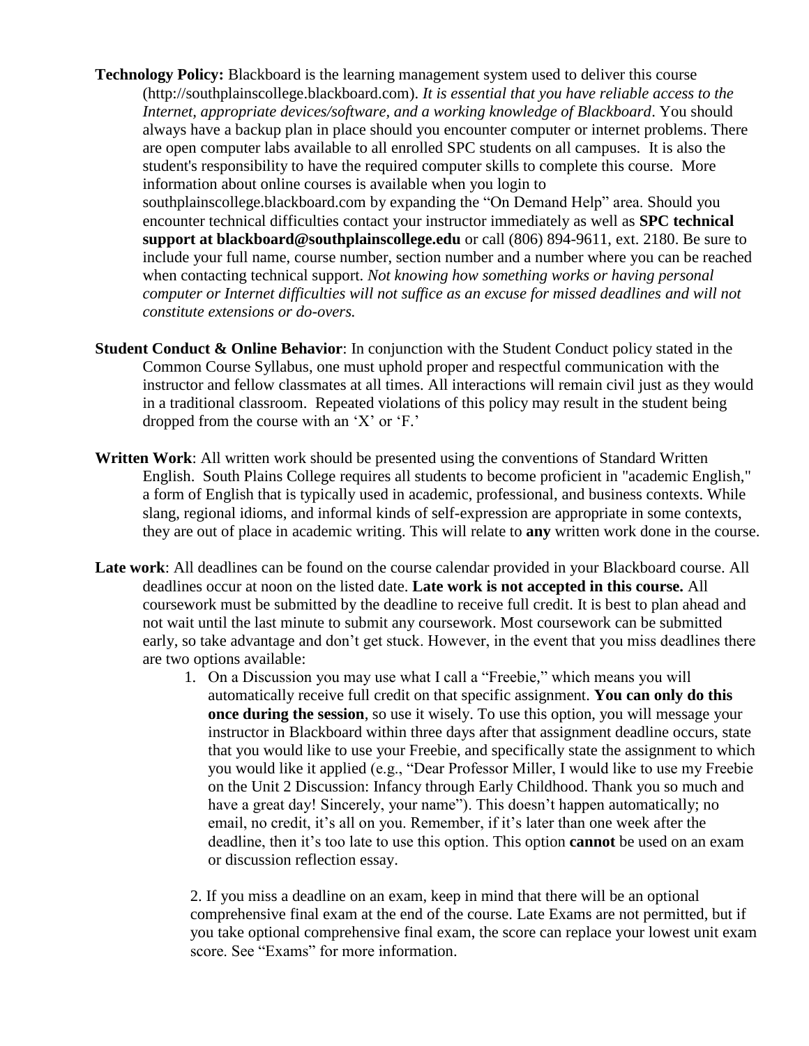**Technology Policy:** Blackboard is the learning management system used to deliver this course (http://southplainscollege.blackboard.com). *It is essential that you have reliable access to the Internet, appropriate devices/software, and a working knowledge of Blackboard*. You should always have a backup plan in place should you encounter computer or internet problems. There are open computer labs available to all enrolled SPC students on all campuses. It is also the student's responsibility to have the required computer skills to complete this course. More information about online courses is available when you login to southplainscollege.blackboard.com by expanding the "On Demand Help" area. Should you encounter technical difficulties contact your instructor immediately as well as **SPC technical support at blackboard@southplainscollege.edu** or call (806) 894-9611, ext. 2180. Be sure to include your full name, course number, section number and a number where you can be reached when contacting technical support. *Not knowing how something works or having personal computer or Internet difficulties will not suffice as an excuse for missed deadlines and will not constitute extensions or do-overs.*

**Student Conduct & Online Behavior**: In conjunction with the Student Conduct policy stated in the Common Course Syllabus, one must uphold proper and respectful communication with the instructor and fellow classmates at all times. All interactions will remain civil just as they would in a traditional classroom. Repeated violations of this policy may result in the student being dropped from the course with an 'X' or 'F.'

**Written Work**: All written work should be presented using the conventions of Standard Written English. South Plains College requires all students to become proficient in "academic English," a form of English that is typically used in academic, professional, and business contexts. While slang, regional idioms, and informal kinds of self-expression are appropriate in some contexts, they are out of place in academic writing. This will relate to **any** written work done in the course.

**Late work**: All deadlines can be found on the course calendar provided in your Blackboard course. All deadlines occur at noon on the listed date. **Late work is not accepted in this course.** All coursework must be submitted by the deadline to receive full credit. It is best to plan ahead and not wait until the last minute to submit any coursework. Most coursework can be submitted early, so take advantage and don't get stuck. However, in the event that you miss deadlines there are two options available:

1. On a Discussion you may use what I call a "Freebie," which means you will automatically receive full credit on that specific assignment. **You can only do this once during the session**, so use it wisely. To use this option, you will message your instructor in Blackboard within three days after that assignment deadline occurs, state that you would like to use your Freebie, and specifically state the assignment to which you would like it applied (e.g., "Dear Professor Miller, I would like to use my Freebie on the Unit 2 Discussion: Infancy through Early Childhood. Thank you so much and have a great day! Sincerely, your name"). This doesn't happen automatically; no email, no credit, it's all on you. Remember, if it's later than one week after the deadline, then it's too late to use this option. This option **cannot** be used on an exam or discussion reflection essay.

2. If you miss a deadline on an exam, keep in mind that there will be an optional comprehensive final exam at the end of the course. Late Exams are not permitted, but if you take optional comprehensive final exam, the score can replace your lowest unit exam score. See "Exams" for more information.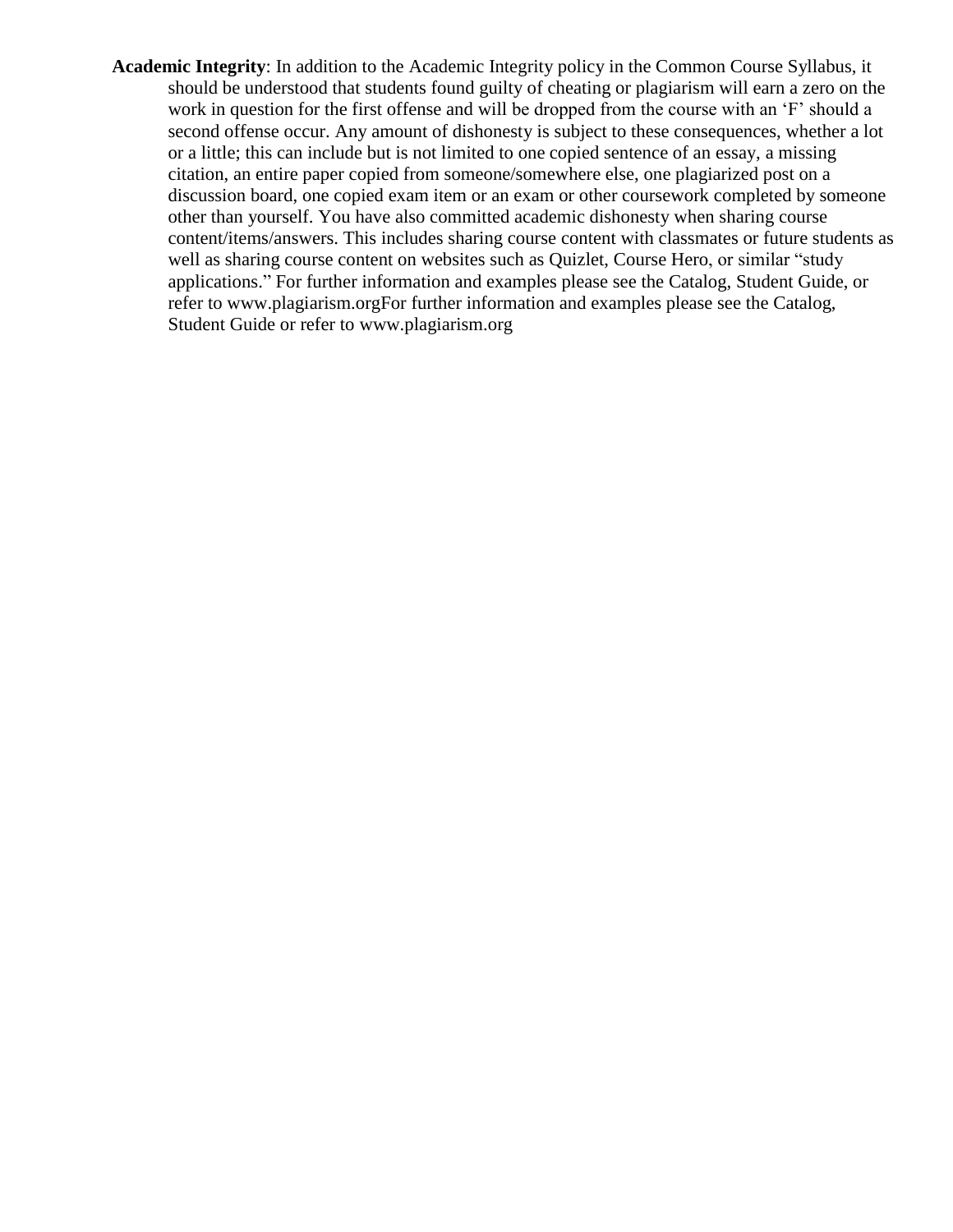**Academic Integrity**: In addition to the Academic Integrity policy in the Common Course Syllabus, it should be understood that students found guilty of cheating or plagiarism will earn a zero on the work in question for the first offense and will be dropped from the course with an 'F' should a second offense occur. Any amount of dishonesty is subject to these consequences, whether a lot or a little; this can include but is not limited to one copied sentence of an essay, a missing citation, an entire paper copied from someone/somewhere else, one plagiarized post on a discussion board, one copied exam item or an exam or other coursework completed by someone other than yourself. You have also committed academic dishonesty when sharing course content/items/answers. This includes sharing course content with classmates or future students as well as sharing course content on websites such as Quizlet, Course Hero, or similar "study applications." For further information and examples please see the Catalog, Student Guide, or refer to www.plagiarism.orgFor further information and examples please see the Catalog, Student Guide or refer to www.plagiarism.org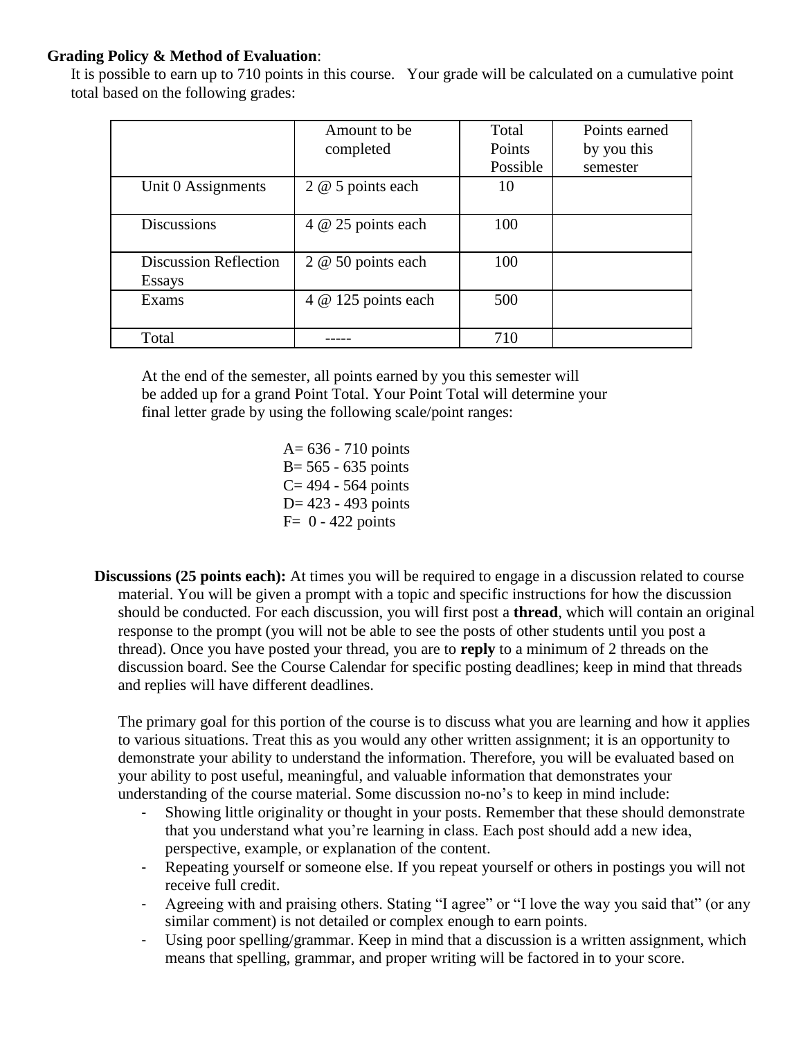**Grading Policy & Method of Evaluation**:

It is possible to earn up to 710 points in this course. Your grade will be calculated on a cumulative point total based on the following grades:

| | Amount to be completed | Total Points Possible | Points earned by you this semester |
|---|---|---|---|
| Unit 0 Assignments | 2 @ 5 points each | 10 | |
| Discussions | 4 @ 25 points each | 100 | |
| Discussion Reflection Essays | 2 @ 50 points each | 100 | |
| Exams | 4 @ 125 points each | 500 | |
| Total | ----- | 710 | |

At the end of the semester, all points earned by you this semester will be added up for a grand Point Total. Your Point Total will determine your final letter grade by using the following scale/point ranges:

A= 636 - 710 points
B= 565 - 635 points
C= 494 - 564 points
D= 423 - 493 points
F= 0 - 422 points

**Discussions (25 points each):** At times you will be required to engage in a discussion related to course material. You will be given a prompt with a topic and specific instructions for how the discussion should be conducted. For each discussion, you will first post a **thread**, which will contain an original response to the prompt (you will not be able to see the posts of other students until you post a thread). Once you have posted your thread, you are to **reply** to a minimum of 2 threads on the discussion board. See the Course Calendar for specific posting deadlines; keep in mind that threads and replies will have different deadlines.

The primary goal for this portion of the course is to discuss what you are learning and how it applies to various situations. Treat this as you would any other written assignment; it is an opportunity to demonstrate your ability to understand the information. Therefore, you will be evaluated based on your ability to post useful, meaningful, and valuable information that demonstrates your understanding of the course material. Some discussion no-no's to keep in mind include:

- Showing little originality or thought in your posts. Remember that these should demonstrate that you understand what you're learning in class. Each post should add a new idea, perspective, example, or explanation of the content.
- Repeating yourself or someone else. If you repeat yourself or others in postings you will not receive full credit.
- Agreeing with and praising others. Stating "I agree" or "I love the way you said that" (or any similar comment) is not detailed or complex enough to earn points.
- Using poor spelling/grammar. Keep in mind that a discussion is a written assignment, which means that spelling, grammar, and proper writing will be factored in to your score.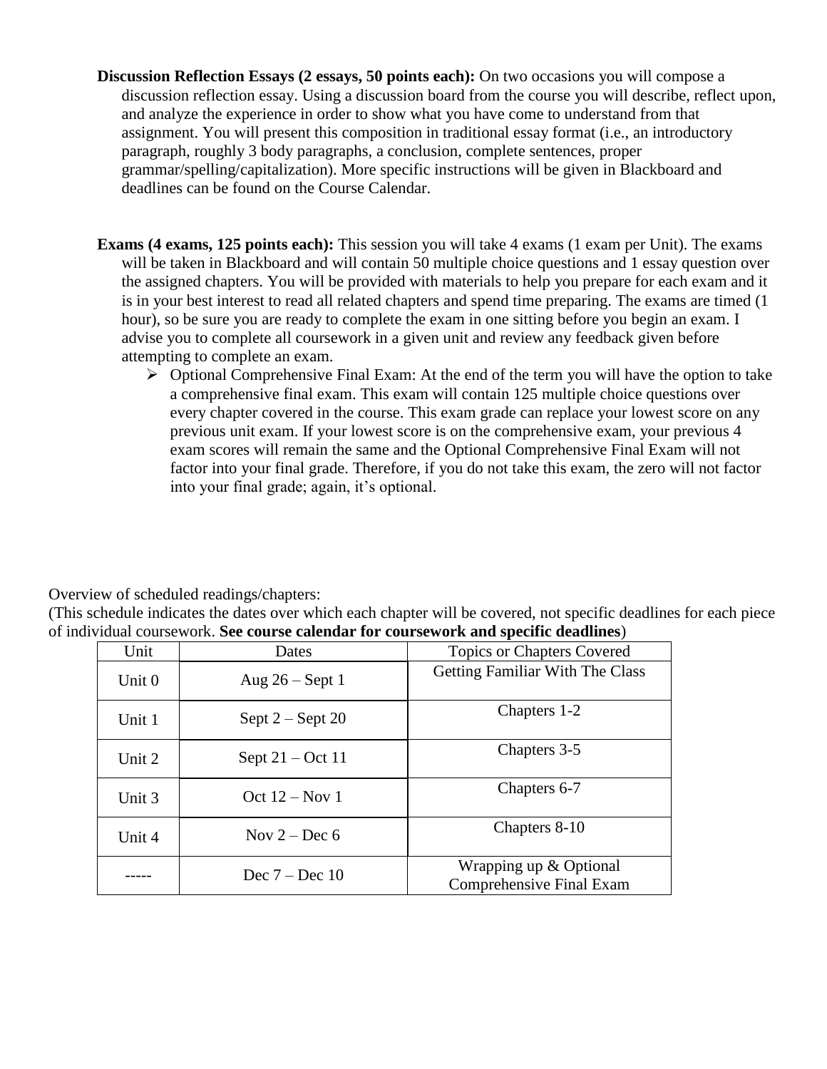**Discussion Reflection Essays (2 essays, 50 points each):** On two occasions you will compose a discussion reflection essay. Using a discussion board from the course you will describe, reflect upon, and analyze the experience in order to show what you have come to understand from that assignment. You will present this composition in traditional essay format (i.e., an introductory paragraph, roughly 3 body paragraphs, a conclusion, complete sentences, proper grammar/spelling/capitalization). More specific instructions will be given in Blackboard and deadlines can be found on the Course Calendar.

**Exams (4 exams, 125 points each):** This session you will take 4 exams (1 exam per Unit). The exams will be taken in Blackboard and will contain 50 multiple choice questions and 1 essay question over the assigned chapters. You will be provided with materials to help you prepare for each exam and it is in your best interest to read all related chapters and spend time preparing. The exams are timed (1 hour), so be sure you are ready to complete the exam in one sitting before you begin an exam. I advise you to complete all coursework in a given unit and review any feedback given before attempting to complete an exam.

- Optional Comprehensive Final Exam: At the end of the term you will have the option to take a comprehensive final exam. This exam will contain 125 multiple choice questions over every chapter covered in the course. This exam grade can replace your lowest score on any previous unit exam. If your lowest score is on the comprehensive exam, your previous 4 exam scores will remain the same and the Optional Comprehensive Final Exam will not factor into your final grade. Therefore, if you do not take this exam, the zero will not factor into your final grade; again, it's optional.

Overview of scheduled readings/chapters:
(This schedule indicates the dates over which each chapter will be covered, not specific deadlines for each piece of individual coursework. **See course calendar for coursework and specific deadlines**)

| Unit | Dates | Topics or Chapters Covered |
|---|---|---|
| Unit 0 | Aug 26 – Sept 1 | Getting Familiar With The Class |
| Unit 1 | Sept 2 – Sept 20 | Chapters 1-2 |
| Unit 2 | Sept 21 – Oct 11 | Chapters 3-5 |
| Unit 3 | Oct 12 – Nov 1 | Chapters 6-7 |
| Unit 4 | Nov 2 – Dec 6 | Chapters 8-10 |
| ----- | Dec 7 – Dec 10 | Wrapping up & Optional Comprehensive Final Exam |